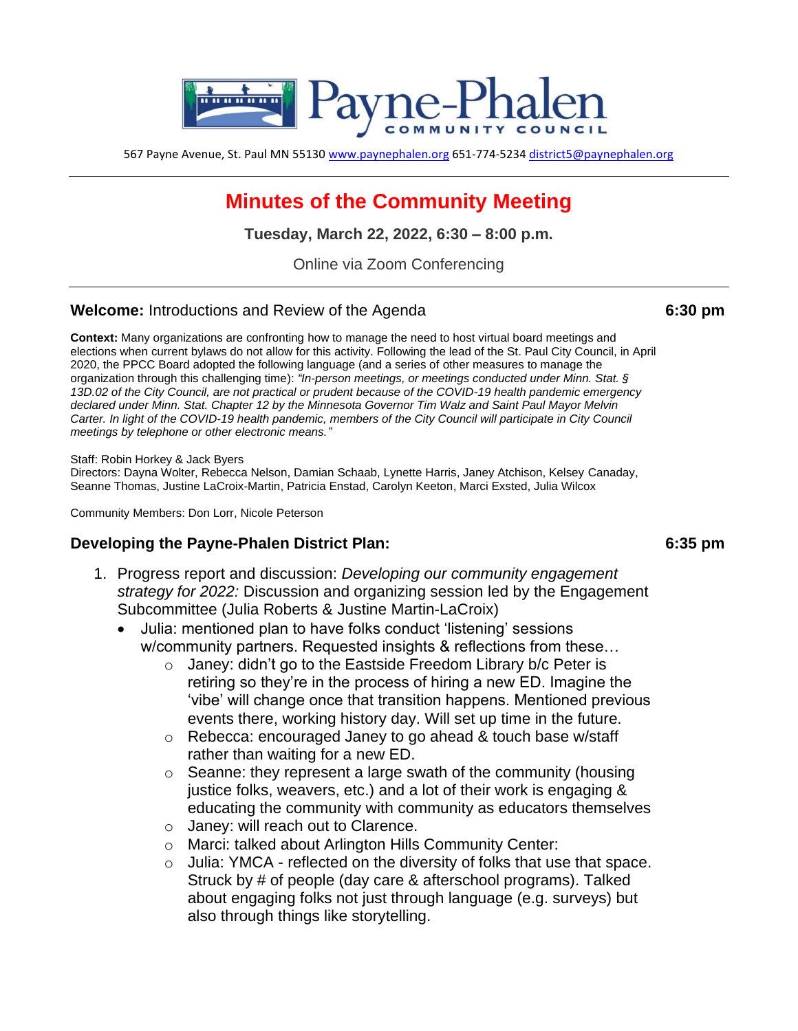# Payne-Phalen COMMUNITY COUNCIL

567 Payne Avenue, St. Paul MN 55130 www.paynephalen.org 651-774-5234 district5@paynephalen.org

---

# Minutes of the Community Meeting

**Tuesday, March 22, 2022, 6:30 – 8:00 p.m.**

Online via Zoom Conferencing

---

## **Welcome:** Introductions and Review of the Agenda — 6:30 pm

**Context:** Many organizations are confronting how to manage the need to host virtual board meetings and elections when current bylaws do not allow for this activity. Following the lead of the St. Paul City Council, in April 2020, the PPCC Board adopted the following language (and a series of other measures to manage the organization through this challenging time): *"In-person meetings, or meetings conducted under Minn. Stat. § 13D.02 of the City Council, are not practical or prudent because of the COVID-19 health pandemic emergency declared under Minn. Stat. Chapter 12 by the Minnesota Governor Tim Walz and Saint Paul Mayor Melvin Carter. In light of the COVID-19 health pandemic, members of the City Council will participate in City Council meetings by telephone or other electronic means."*

Staff: Robin Horkey & Jack Byers
Directors: Dayna Wolter, Rebecca Nelson, Damian Schaab, Lynette Harris, Janey Atchison, Kelsey Canaday, Seanne Thomas, Justine LaCroix-Martin, Patricia Enstad, Carolyn Keeton, Marci Exsted, Julia Wilcox

Community Members: Don Lorr, Nicole Peterson

## **Developing the Payne-Phalen District Plan:** — 6:35 pm

1. Progress report and discussion: *Developing our community engagement strategy for 2022:* Discussion and organizing session led by the Engagement Subcommittee (Julia Roberts & Justine Martin-LaCroix)
   - Julia: mentioned plan to have folks conduct 'listening' sessions w/community partners. Requested insights & reflections from these…
     - Janey: didn't go to the Eastside Freedom Library b/c Peter is retiring so they're in the process of hiring a new ED. Imagine the 'vibe' will change once that transition happens. Mentioned previous events there, working history day. Will set up time in the future.
     - Rebecca: encouraged Janey to go ahead & touch base w/staff rather than waiting for a new ED.
     - Seanne: they represent a large swath of the community (housing justice folks, weavers, etc.) and a lot of their work is engaging & educating the community with community as educators themselves
     - Janey: will reach out to Clarence.
     - Marci: talked about Arlington Hills Community Center:
     - Julia: YMCA - reflected on the diversity of folks that use that space. Struck by # of people (day care & afterschool programs). Talked about engaging folks not just through language (e.g. surveys) but also through things like storytelling.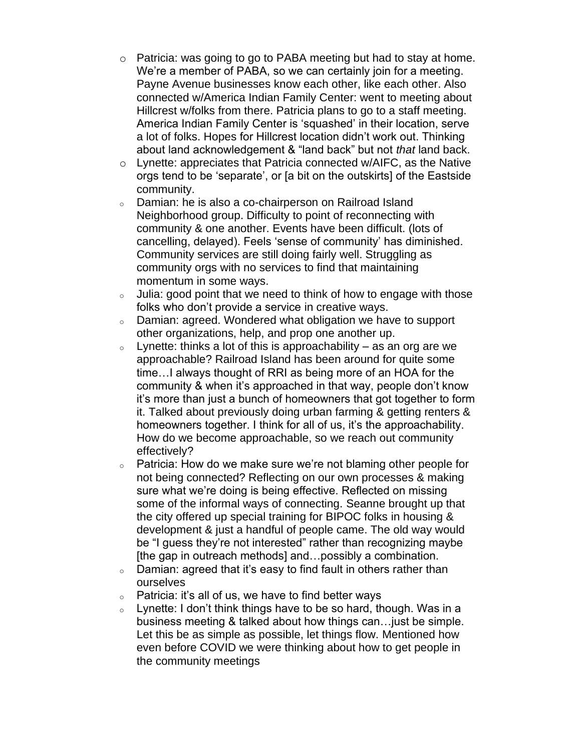- Patricia: was going to go to PABA meeting but had to stay at home. We're a member of PABA, so we can certainly join for a meeting. Payne Avenue businesses know each other, like each other. Also connected w/America Indian Family Center: went to meeting about Hillcrest w/folks from there. Patricia plans to go to a staff meeting. America Indian Family Center is 'squashed' in their location, serve a lot of folks. Hopes for Hillcrest location didn't work out. Thinking about land acknowledgement & "land back" but not *that* land back.
- Lynette: appreciates that Patricia connected w/AIFC, as the Native orgs tend to be 'separate', or [a bit on the outskirts] of the Eastside community.
- Damian: he is also a co-chairperson on Railroad Island Neighborhood group. Difficulty to point of reconnecting with community & one another. Events have been difficult. (lots of cancelling, delayed). Feels 'sense of community' has diminished. Community services are still doing fairly well. Struggling as community orgs with no services to find that maintaining momentum in some ways.
- Julia: good point that we need to think of how to engage with those folks who don't provide a service in creative ways.
- Damian: agreed. Wondered what obligation we have to support other organizations, help, and prop one another up.
- Lynette: thinks a lot of this is approachability – as an org are we approachable? Railroad Island has been around for quite some time…I always thought of RRI as being more of an HOA for the community & when it's approached in that way, people don't know it's more than just a bunch of homeowners that got together to form it. Talked about previously doing urban farming & getting renters & homeowners together. I think for all of us, it's the approachability. How do we become approachable, so we reach out community effectively?
- Patricia: How do we make sure we're not blaming other people for not being connected? Reflecting on our own processes & making sure what we're doing is being effective. Reflected on missing some of the informal ways of connecting. Seanne brought up that the city offered up special training for BIPOC folks in housing & development & just a handful of people came. The old way would be "I guess they're not interested" rather than recognizing maybe [the gap in outreach methods] and…possibly a combination.
- Damian: agreed that it's easy to find fault in others rather than ourselves
- Patricia: it's all of us, we have to find better ways
- Lynette: I don't think things have to be so hard, though. Was in a business meeting & talked about how things can…just be simple. Let this be as simple as possible, let things flow. Mentioned how even before COVID we were thinking about how to get people in the community meetings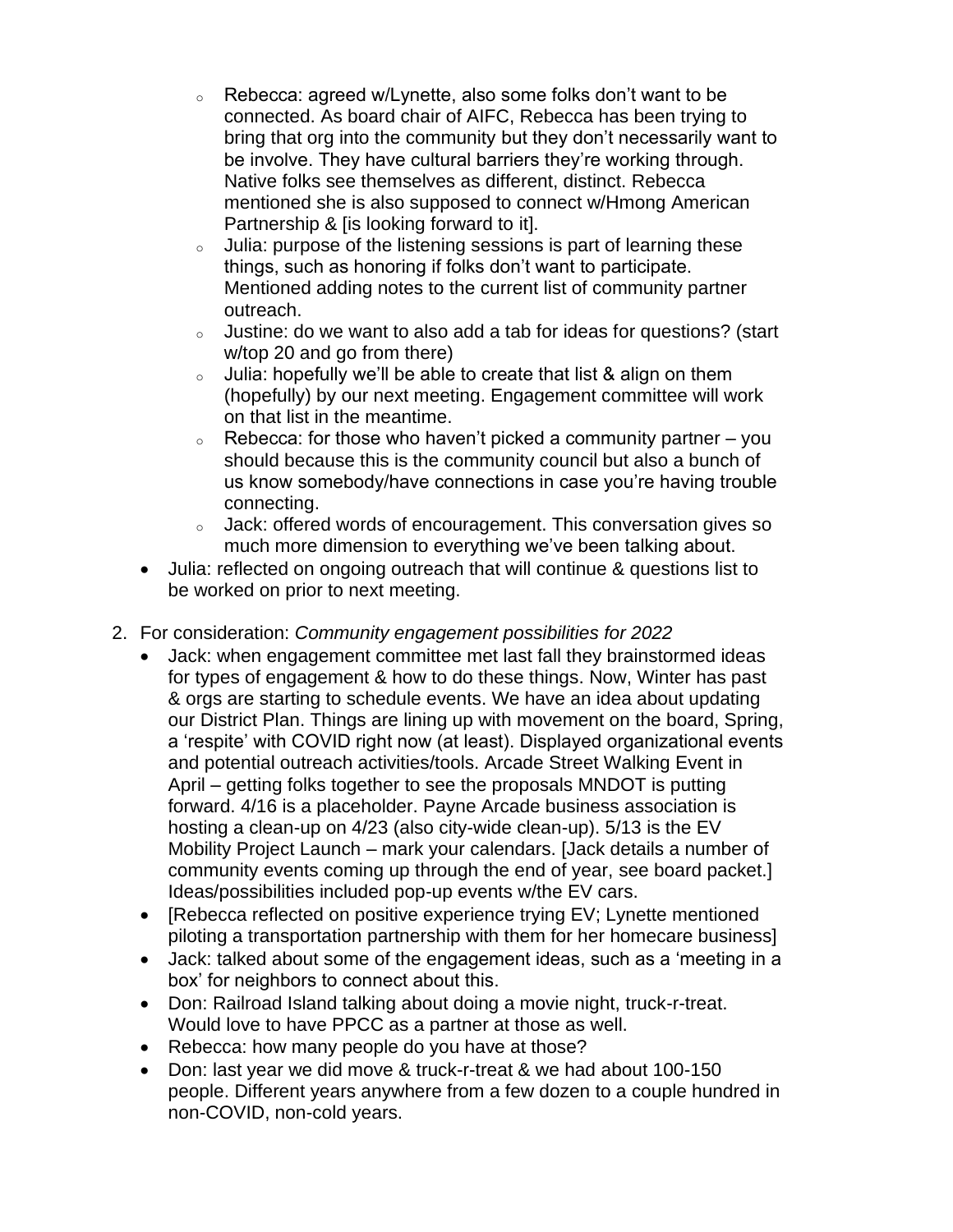- Rebecca: agreed w/Lynette, also some folks don't want to be connected. As board chair of AIFC, Rebecca has been trying to bring that org into the community but they don't necessarily want to be involve. They have cultural barriers they're working through. Native folks see themselves as different, distinct. Rebecca mentioned she is also supposed to connect w/Hmong American Partnership & [is looking forward to it].
    - Julia: purpose of the listening sessions is part of learning these things, such as honoring if folks don't want to participate. Mentioned adding notes to the current list of community partner outreach.
    - Justine: do we want to also add a tab for ideas for questions? (start w/top 20 and go from there)
    - Julia: hopefully we'll be able to create that list & align on them (hopefully) by our next meeting. Engagement committee will work on that list in the meantime.
    - Rebecca: for those who haven't picked a community partner – you should because this is the community council but also a bunch of us know somebody/have connections in case you're having trouble connecting.
    - Jack: offered words of encouragement. This conversation gives so much more dimension to everything we've been talking about.
  - Julia: reflected on ongoing outreach that will continue & questions list to be worked on prior to next meeting.

2. For consideration: *Community engagement possibilities for 2022*
   - Jack: when engagement committee met last fall they brainstormed ideas for types of engagement & how to do these things. Now, Winter has past & orgs are starting to schedule events. We have an idea about updating our District Plan. Things are lining up with movement on the board, Spring, a 'respite' with COVID right now (at least). Displayed organizational events and potential outreach activities/tools. Arcade Street Walking Event in April – getting folks together to see the proposals MNDOT is putting forward. 4/16 is a placeholder. Payne Arcade business association is hosting a clean-up on 4/23 (also city-wide clean-up). 5/13 is the EV Mobility Project Launch – mark your calendars. [Jack details a number of community events coming up through the end of year, see board packet.] Ideas/possibilities included pop-up events w/the EV cars.
   - [Rebecca reflected on positive experience trying EV; Lynette mentioned piloting a transportation partnership with them for her homecare business]
   - Jack: talked about some of the engagement ideas, such as a 'meeting in a box' for neighbors to connect about this.
   - Don: Railroad Island talking about doing a movie night, truck-r-treat. Would love to have PPCC as a partner at those as well.
   - Rebecca: how many people do you have at those?
   - Don: last year we did move & truck-r-treat & we had about 100-150 people. Different years anywhere from a few dozen to a couple hundred in non-COVID, non-cold years.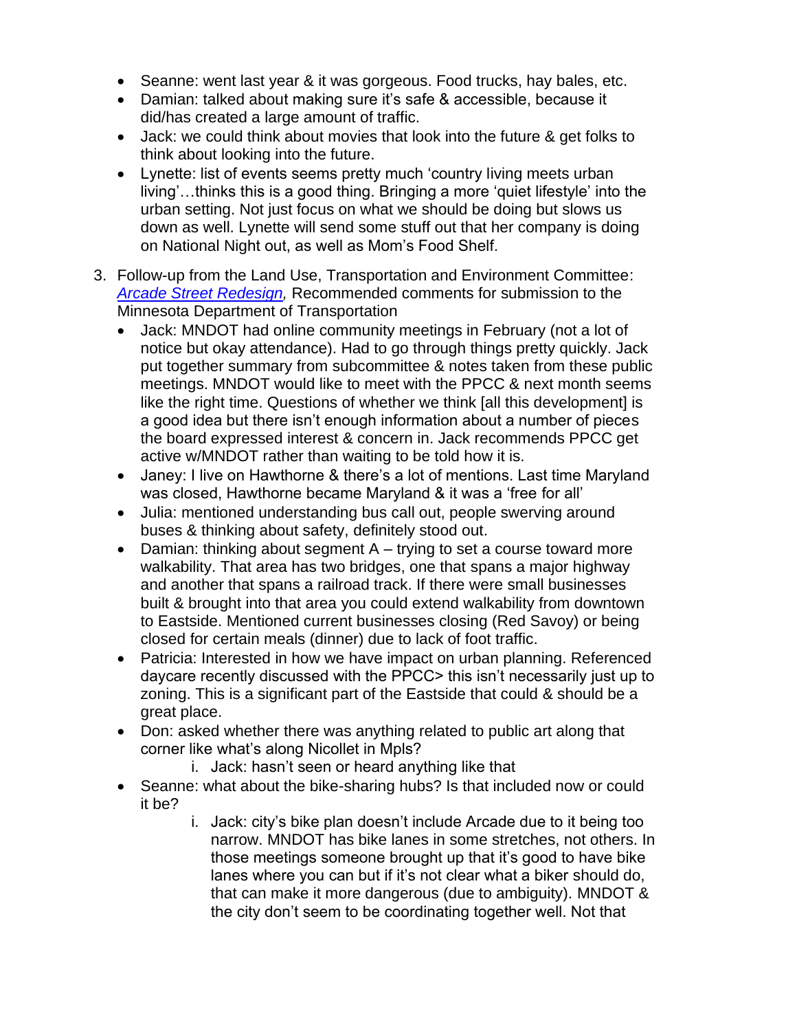- Seanne: went last year & it was gorgeous. Food trucks, hay bales, etc.
- Damian: talked about making sure it's safe & accessible, because it did/has created a large amount of traffic.
- Jack: we could think about movies that look into the future & get folks to think about looking into the future.
- Lynette: list of events seems pretty much 'country living meets urban living'…thinks this is a good thing. Bringing a more 'quiet lifestyle' into the urban setting. Not just focus on what we should be doing but slows us down as well. Lynette will send some stuff out that her company is doing on National Night out, as well as Mom's Food Shelf.

3. Follow-up from the Land Use, Transportation and Environment Committee: *Arcade Street Redesign,* Recommended comments for submission to the Minnesota Department of Transportation
   - Jack: MNDOT had online community meetings in February (not a lot of notice but okay attendance). Had to go through things pretty quickly. Jack put together summary from subcommittee & notes taken from these public meetings. MNDOT would like to meet with the PPCC & next month seems like the right time. Questions of whether we think [all this development] is a good idea but there isn't enough information about a number of pieces the board expressed interest & concern in. Jack recommends PPCC get active w/MNDOT rather than waiting to be told how it is.
   - Janey: I live on Hawthorne & there's a lot of mentions. Last time Maryland was closed, Hawthorne became Maryland & it was a 'free for all'
   - Julia: mentioned understanding bus call out, people swerving around buses & thinking about safety, definitely stood out.
   - Damian: thinking about segment A – trying to set a course toward more walkability. That area has two bridges, one that spans a major highway and another that spans a railroad track. If there were small businesses built & brought into that area you could extend walkability from downtown to Eastside. Mentioned current businesses closing (Red Savoy) or being closed for certain meals (dinner) due to lack of foot traffic.
   - Patricia: Interested in how we have impact on urban planning. Referenced daycare recently discussed with the PPCC> this isn't necessarily just up to zoning. This is a significant part of the Eastside that could & should be a great place.
   - Don: asked whether there was anything related to public art along that corner like what's along Nicollet in Mpls?
     i. Jack: hasn't seen or heard anything like that
   - Seanne: what about the bike-sharing hubs? Is that included now or could it be?
     i. Jack: city's bike plan doesn't include Arcade due to it being too narrow. MNDOT has bike lanes in some stretches, not others. In those meetings someone brought up that it's good to have bike lanes where you can but if it's not clear what a biker should do, that can make it more dangerous (due to ambiguity). MNDOT & the city don't seem to be coordinating together well. Not that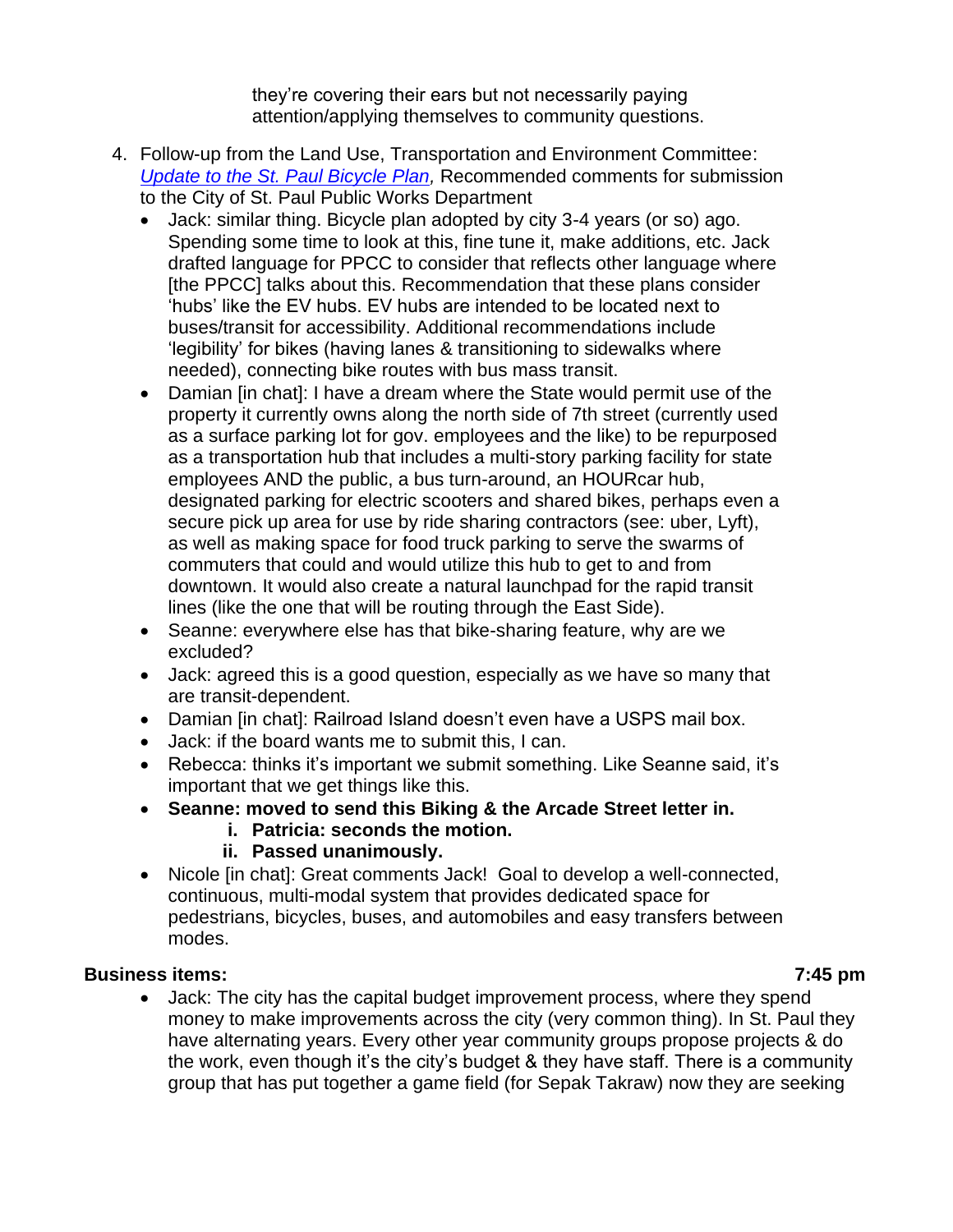they're covering their ears but not necessarily paying attention/applying themselves to community questions.

4. Follow-up from the Land Use, Transportation and Environment Committee: *Update to the St. Paul Bicycle Plan,* Recommended comments for submission to the City of St. Paul Public Works Department
   - Jack: similar thing. Bicycle plan adopted by city 3-4 years (or so) ago. Spending some time to look at this, fine tune it, make additions, etc. Jack drafted language for PPCC to consider that reflects other language where [the PPCC] talks about this. Recommendation that these plans consider 'hubs' like the EV hubs. EV hubs are intended to be located next to buses/transit for accessibility. Additional recommendations include 'legibility' for bikes (having lanes & transitioning to sidewalks where needed), connecting bike routes with bus mass transit.
   - Damian [in chat]: I have a dream where the State would permit use of the property it currently owns along the north side of 7th street (currently used as a surface parking lot for gov. employees and the like) to be repurposed as a transportation hub that includes a multi-story parking facility for state employees AND the public, a bus turn-around, an HOURcar hub, designated parking for electric scooters and shared bikes, perhaps even a secure pick up area for use by ride sharing contractors (see: uber, Lyft), as well as making space for food truck parking to serve the swarms of commuters that could and would utilize this hub to get to and from downtown. It would also create a natural launchpad for the rapid transit lines (like the one that will be routing through the East Side).
   - Seanne: everywhere else has that bike-sharing feature, why are we excluded?
   - Jack: agreed this is a good question, especially as we have so many that are transit-dependent.
   - Damian [in chat]: Railroad Island doesn't even have a USPS mail box.
   - Jack: if the board wants me to submit this, I can.
   - Rebecca: thinks it's important we submit something. Like Seanne said, it's important that we get things like this.
   - **Seanne: moved to send this Biking & the Arcade Street letter in.**
      - i. **Patricia: seconds the motion.**
      - ii. **Passed unanimously.**
   - Nicole [in chat]: Great comments Jack! Goal to develop a well-connected, continuous, multi-modal system that provides dedicated space for pedestrians, bicycles, buses, and automobiles and easy transfers between modes.

**Business items:** **7:45 pm**

- Jack: The city has the capital budget improvement process, where they spend money to make improvements across the city (very common thing). In St. Paul they have alternating years. Every other year community groups propose projects & do the work, even though it's the city's budget & they have staff. There is a community group that has put together a game field (for Sepak Takraw) now they are seeking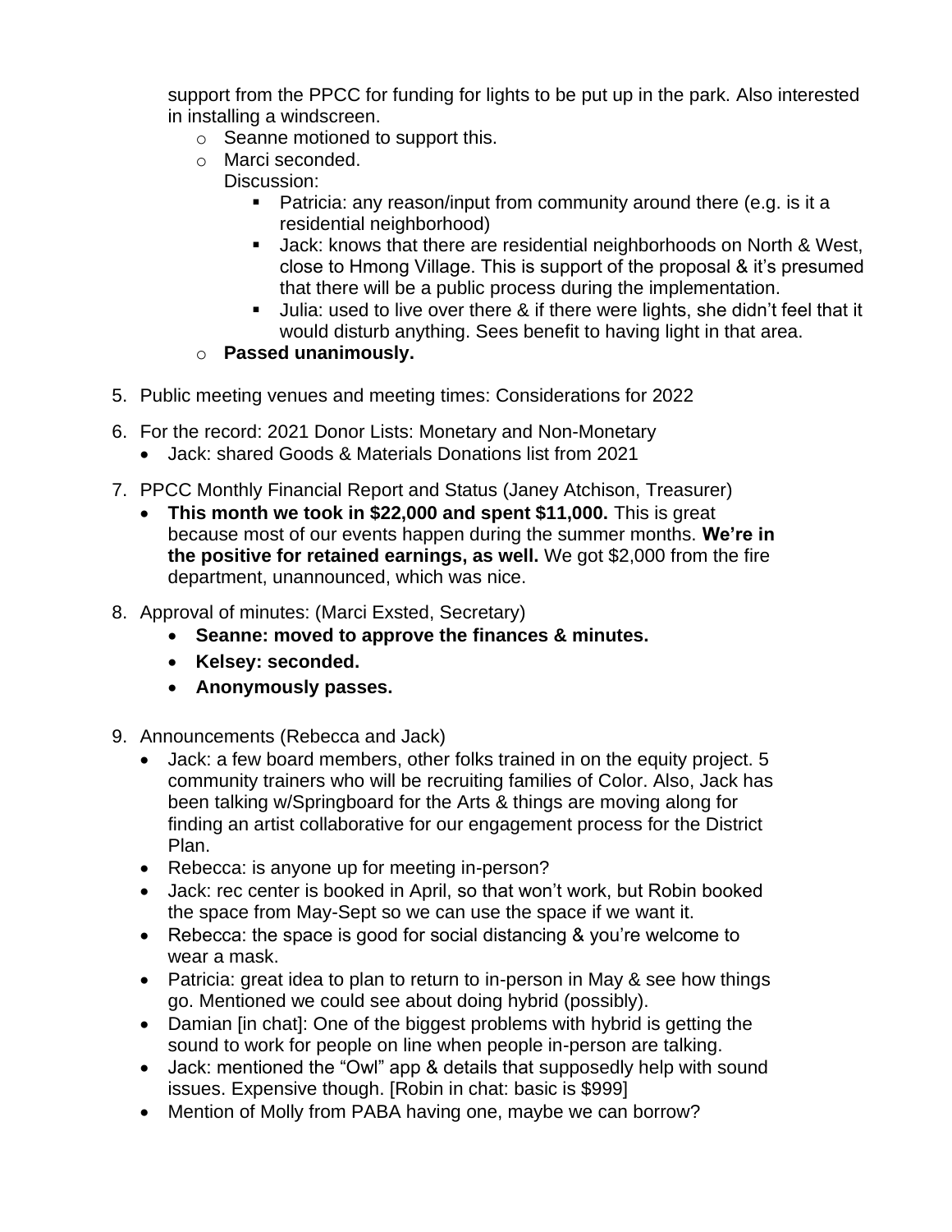support from the PPCC for funding for lights to be put up in the park. Also interested in installing a windscreen.

- Seanne motioned to support this.
- Marci seconded.

  Discussion:

  - Patricia: any reason/input from community around there (e.g. is it a residential neighborhood)
  - Jack: knows that there are residential neighborhoods on North & West, close to Hmong Village. This is support of the proposal & it's presumed that there will be a public process during the implementation.
  - Julia: used to live over there & if there were lights, she didn't feel that it would disturb anything. Sees benefit to having light in that area.
- **Passed unanimously.**

5. Public meeting venues and meeting times: Considerations for 2022

6. For the record: 2021 Donor Lists: Monetary and Non-Monetary
   - Jack: shared Goods & Materials Donations list from 2021

7. PPCC Monthly Financial Report and Status (Janey Atchison, Treasurer)
   - **This month we took in $22,000 and spent $11,000.** This is great because most of our events happen during the summer months. **We're in the positive for retained earnings, as well.** We got $2,000 from the fire department, unannounced, which was nice.

8. Approval of minutes: (Marci Exsted, Secretary)
   - **Seanne: moved to approve the finances & minutes.**
   - **Kelsey: seconded.**
   - **Anonymously passes.**

9. Announcements (Rebecca and Jack)
   - Jack: a few board members, other folks trained in on the equity project. 5 community trainers who will be recruiting families of Color. Also, Jack has been talking w/Springboard for the Arts & things are moving along for finding an artist collaborative for our engagement process for the District Plan.
   - Rebecca: is anyone up for meeting in-person?
   - Jack: rec center is booked in April, so that won't work, but Robin booked the space from May-Sept so we can use the space if we want it.
   - Rebecca: the space is good for social distancing & you're welcome to wear a mask.
   - Patricia: great idea to plan to return to in-person in May & see how things go. Mentioned we could see about doing hybrid (possibly).
   - Damian [in chat]: One of the biggest problems with hybrid is getting the sound to work for people on line when people in-person are talking.
   - Jack: mentioned the "Owl" app & details that supposedly help with sound issues. Expensive though. [Robin in chat: basic is $999]
   - Mention of Molly from PABA having one, maybe we can borrow?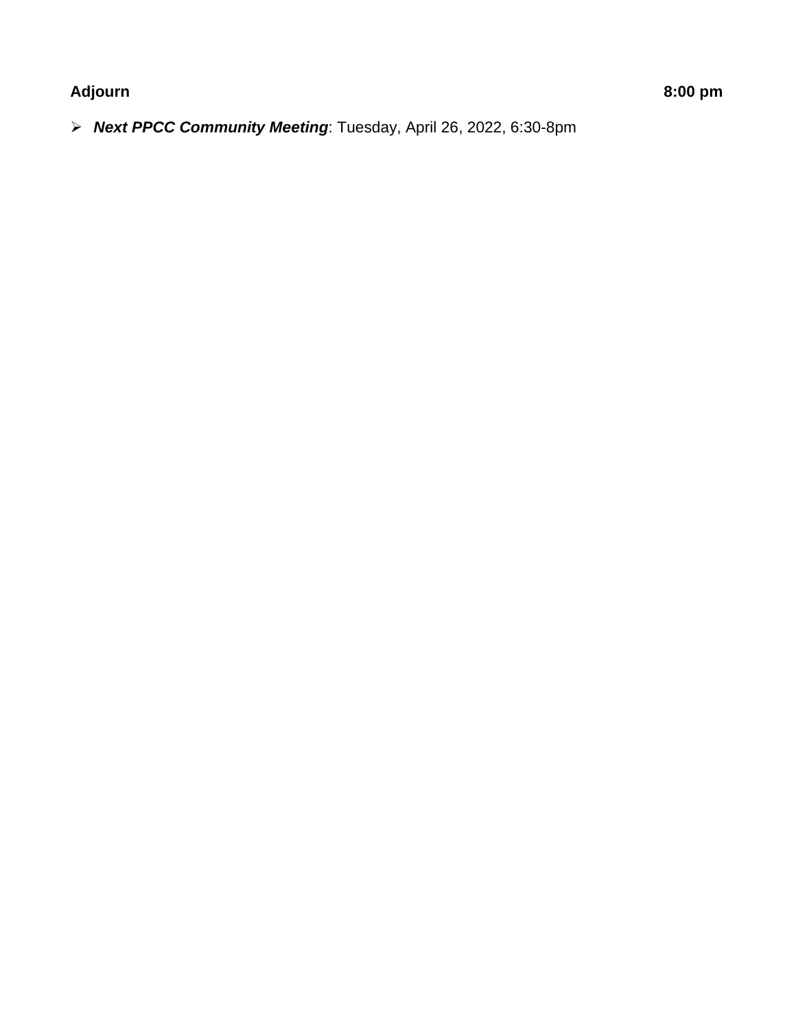**Adjourn** **8:00 pm**

- ***Next PPCC Community Meeting***: Tuesday, April 26, 2022, 6:30-8pm